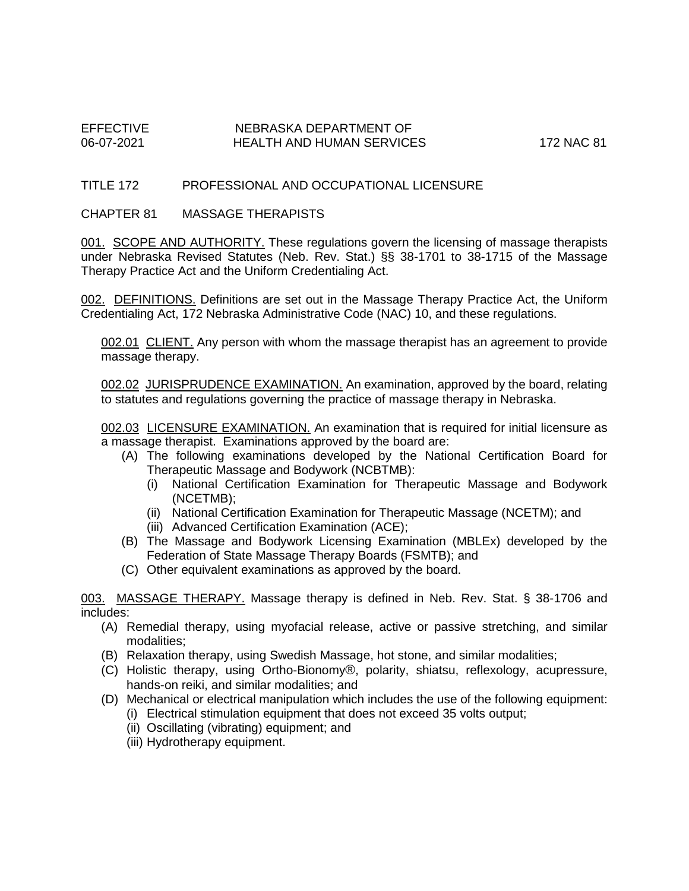EFFECTIVE 06-07-2021 — NEBRASKA DEPARTMENT OF HEALTH AND HUMAN SERVICES — 172 NAC 81

# TITLE 172 PROFESSIONAL AND OCCUPATIONAL LICENSURE

## CHAPTER 81 MASSAGE THERAPISTS

001. SCOPE AND AUTHORITY. These regulations govern the licensing of massage therapists under Nebraska Revised Statutes (Neb. Rev. Stat.) §§ 38-1701 to 38-1715 of the Massage Therapy Practice Act and the Uniform Credentialing Act.

002. DEFINITIONS. Definitions are set out in the Massage Therapy Practice Act, the Uniform Credentialing Act, 172 Nebraska Administrative Code (NAC) 10, and these regulations.

002.01 CLIENT. Any person with whom the massage therapist has an agreement to provide massage therapy.

002.02 JURISPRUDENCE EXAMINATION. An examination, approved by the board, relating to statutes and regulations governing the practice of massage therapy in Nebraska.

002.03 LICENSURE EXAMINATION. An examination that is required for initial licensure as a massage therapist. Examinations approved by the board are:

- (A) The following examinations developed by the National Certification Board for Therapeutic Massage and Bodywork (NCBTMB):
  - (i) National Certification Examination for Therapeutic Massage and Bodywork (NCETMB);
  - (ii) National Certification Examination for Therapeutic Massage (NCETM); and
  - (iii) Advanced Certification Examination (ACE);
- (B) The Massage and Bodywork Licensing Examination (MBLEx) developed by the Federation of State Massage Therapy Boards (FSMTB); and
- (C) Other equivalent examinations as approved by the board.

003. MASSAGE THERAPY. Massage therapy is defined in Neb. Rev. Stat. § 38-1706 and includes:

- (A) Remedial therapy, using myofacial release, active or passive stretching, and similar modalities;
- (B) Relaxation therapy, using Swedish Massage, hot stone, and similar modalities;
- (C) Holistic therapy, using Ortho-Bionomy®, polarity, shiatsu, reflexology, acupressure, hands-on reiki, and similar modalities; and
- (D) Mechanical or electrical manipulation which includes the use of the following equipment:
  - (i) Electrical stimulation equipment that does not exceed 35 volts output;
  - (ii) Oscillating (vibrating) equipment; and
  - (iii) Hydrotherapy equipment.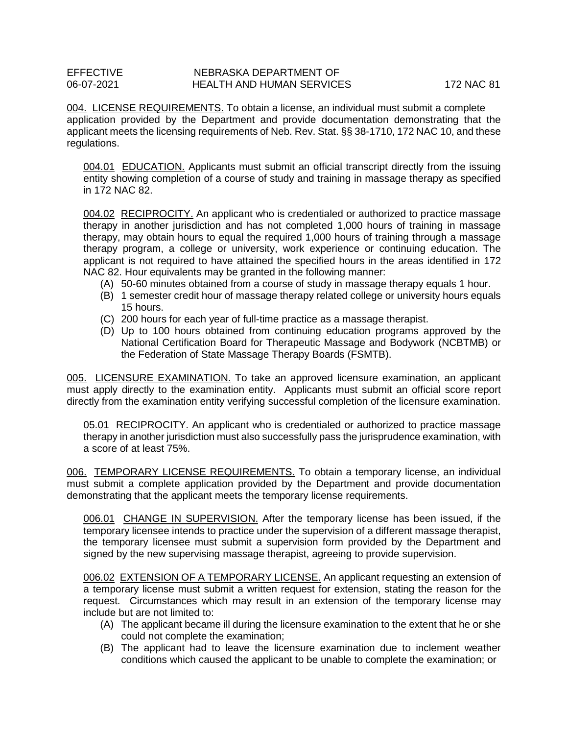004. LICENSE REQUIREMENTS. To obtain a license, an individual must submit a complete application provided by the Department and provide documentation demonstrating that the applicant meets the licensing requirements of Neb. Rev. Stat. §§ 38-1710, 172 NAC 10, and these regulations.

004.01 EDUCATION. Applicants must submit an official transcript directly from the issuing entity showing completion of a course of study and training in massage therapy as specified in 172 NAC 82.

004.02 RECIPROCITY. An applicant who is credentialed or authorized to practice massage therapy in another jurisdiction and has not completed 1,000 hours of training in massage therapy, may obtain hours to equal the required 1,000 hours of training through a massage therapy program, a college or university, work experience or continuing education. The applicant is not required to have attained the specified hours in the areas identified in 172 NAC 82. Hour equivalents may be granted in the following manner:

(A) 50-60 minutes obtained from a course of study in massage therapy equals 1 hour.
(B) 1 semester credit hour of massage therapy related college or university hours equals 15 hours.
(C) 200 hours for each year of full-time practice as a massage therapist.
(D) Up to 100 hours obtained from continuing education programs approved by the National Certification Board for Therapeutic Massage and Bodywork (NCBTMB) or the Federation of State Massage Therapy Boards (FSMTB).

005. LICENSURE EXAMINATION. To take an approved licensure examination, an applicant must apply directly to the examination entity. Applicants must submit an official score report directly from the examination entity verifying successful completion of the licensure examination.

05.01 RECIPROCITY. An applicant who is credentialed or authorized to practice massage therapy in another jurisdiction must also successfully pass the jurisprudence examination, with a score of at least 75%.

006. TEMPORARY LICENSE REQUIREMENTS. To obtain a temporary license, an individual must submit a complete application provided by the Department and provide documentation demonstrating that the applicant meets the temporary license requirements.

006.01 CHANGE IN SUPERVISION. After the temporary license has been issued, if the temporary licensee intends to practice under the supervision of a different massage therapist, the temporary licensee must submit a supervision form provided by the Department and signed by the new supervising massage therapist, agreeing to provide supervision.

006.02 EXTENSION OF A TEMPORARY LICENSE. An applicant requesting an extension of a temporary license must submit a written request for extension, stating the reason for the request. Circumstances which may result in an extension of the temporary license may include but are not limited to:

(A) The applicant became ill during the licensure examination to the extent that he or she could not complete the examination;
(B) The applicant had to leave the licensure examination due to inclement weather conditions which caused the applicant to be unable to complete the examination; or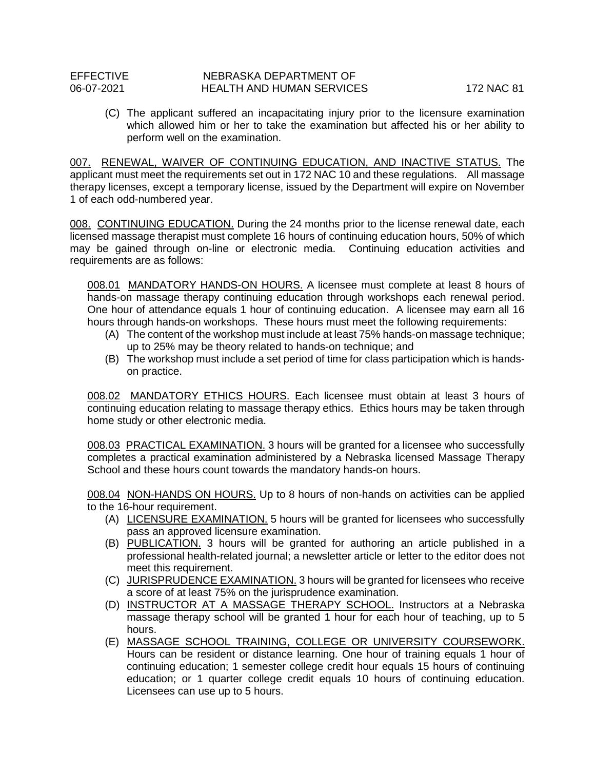(C) The applicant suffered an incapacitating injury prior to the licensure examination which allowed him or her to take the examination but affected his or her ability to perform well on the examination.

007. RENEWAL, WAIVER OF CONTINUING EDUCATION, AND INACTIVE STATUS. The applicant must meet the requirements set out in 172 NAC 10 and these regulations. All massage therapy licenses, except a temporary license, issued by the Department will expire on November 1 of each odd-numbered year.

008. CONTINUING EDUCATION. During the 24 months prior to the license renewal date, each licensed massage therapist must complete 16 hours of continuing education hours, 50% of which may be gained through on-line or electronic media. Continuing education activities and requirements are as follows:

008.01 MANDATORY HANDS-ON HOURS. A licensee must complete at least 8 hours of hands-on massage therapy continuing education through workshops each renewal period. One hour of attendance equals 1 hour of continuing education. A licensee may earn all 16 hours through hands-on workshops. These hours must meet the following requirements:

(A) The content of the workshop must include at least 75% hands-on massage technique; up to 25% may be theory related to hands-on technique; and
(B) The workshop must include a set period of time for class participation which is hands-on practice.

008.02 MANDATORY ETHICS HOURS. Each licensee must obtain at least 3 hours of continuing education relating to massage therapy ethics. Ethics hours may be taken through home study or other electronic media.

008.03 PRACTICAL EXAMINATION. 3 hours will be granted for a licensee who successfully completes a practical examination administered by a Nebraska licensed Massage Therapy School and these hours count towards the mandatory hands-on hours.

008.04 NON-HANDS ON HOURS. Up to 8 hours of non-hands on activities can be applied to the 16-hour requirement.

(A) LICENSURE EXAMINATION. 5 hours will be granted for licensees who successfully pass an approved licensure examination.
(B) PUBLICATION. 3 hours will be granted for authoring an article published in a professional health-related journal; a newsletter article or letter to the editor does not meet this requirement.
(C) JURISPRUDENCE EXAMINATION. 3 hours will be granted for licensees who receive a score of at least 75% on the jurisprudence examination.
(D) INSTRUCTOR AT A MASSAGE THERAPY SCHOOL. Instructors at a Nebraska massage therapy school will be granted 1 hour for each hour of teaching, up to 5 hours.
(E) MASSAGE SCHOOL TRAINING, COLLEGE OR UNIVERSITY COURSEWORK. Hours can be resident or distance learning. One hour of training equals 1 hour of continuing education; 1 semester college credit hour equals 15 hours of continuing education; or 1 quarter college credit equals 10 hours of continuing education. Licensees can use up to 5 hours.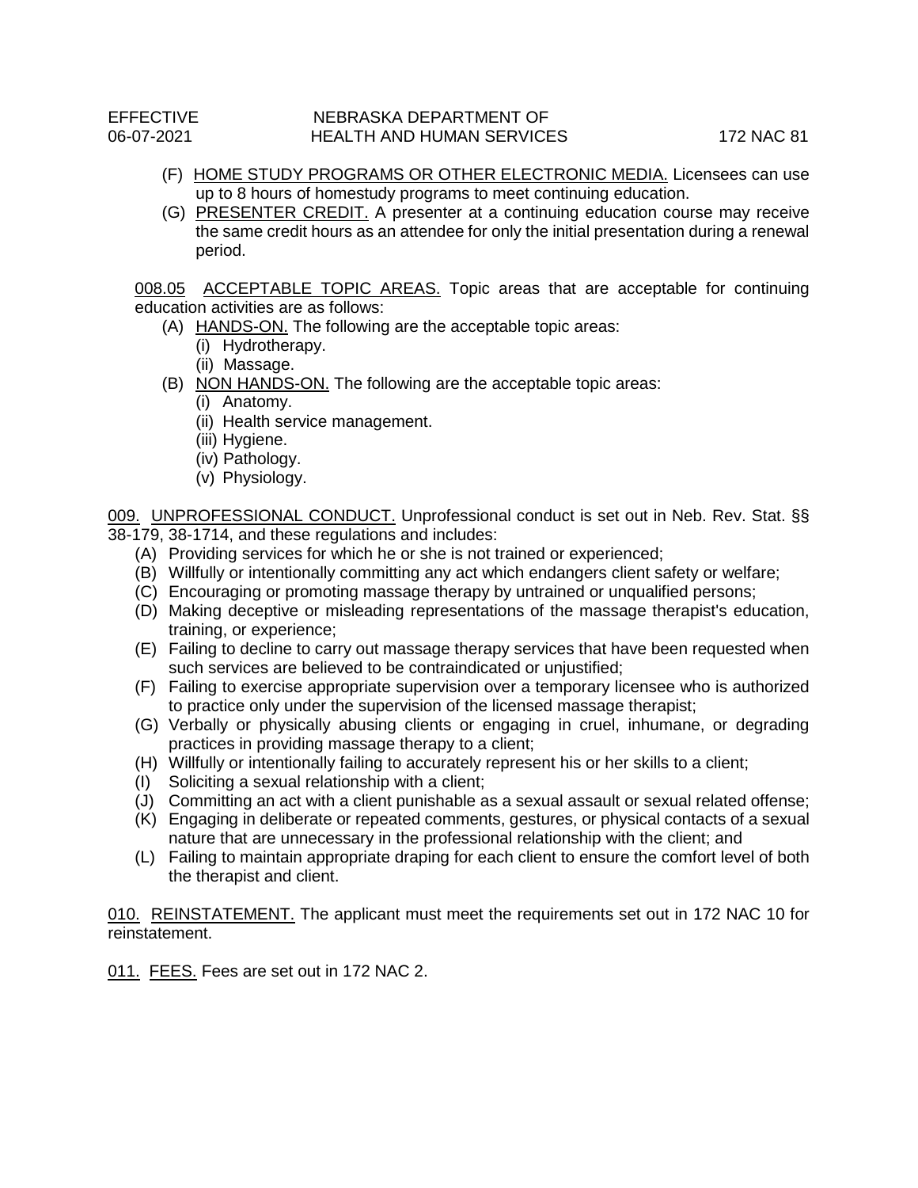(F) HOME STUDY PROGRAMS OR OTHER ELECTRONIC MEDIA. Licensees can use up to 8 hours of homestudy programs to meet continuing education.

(G) PRESENTER CREDIT. A presenter at a continuing education course may receive the same credit hours as an attendee for only the initial presentation during a renewal period.

008.05 ACCEPTABLE TOPIC AREAS. Topic areas that are acceptable for continuing education activities are as follows:

- (A) HANDS-ON. The following are the acceptable topic areas:
  - (i) Hydrotherapy.
  - (ii) Massage.
- (B) NON HANDS-ON. The following are the acceptable topic areas:
  - (i) Anatomy.
  - (ii) Health service management.
  - (iii) Hygiene.
  - (iv) Pathology.
  - (v) Physiology.

009. UNPROFESSIONAL CONDUCT. Unprofessional conduct is set out in Neb. Rev. Stat. §§ 38-179, 38-1714, and these regulations and includes:

- (A) Providing services for which he or she is not trained or experienced;
- (B) Willfully or intentionally committing any act which endangers client safety or welfare;
- (C) Encouraging or promoting massage therapy by untrained or unqualified persons;
- (D) Making deceptive or misleading representations of the massage therapist's education, training, or experience;
- (E) Failing to decline to carry out massage therapy services that have been requested when such services are believed to be contraindicated or unjustified;
- (F) Failing to exercise appropriate supervision over a temporary licensee who is authorized to practice only under the supervision of the licensed massage therapist;
- (G) Verbally or physically abusing clients or engaging in cruel, inhumane, or degrading practices in providing massage therapy to a client;
- (H) Willfully or intentionally failing to accurately represent his or her skills to a client;
- (I) Soliciting a sexual relationship with a client;
- (J) Committing an act with a client punishable as a sexual assault or sexual related offense;
- (K) Engaging in deliberate or repeated comments, gestures, or physical contacts of a sexual nature that are unnecessary in the professional relationship with the client; and
- (L) Failing to maintain appropriate draping for each client to ensure the comfort level of both the therapist and client.

010. REINSTATEMENT. The applicant must meet the requirements set out in 172 NAC 10 for reinstatement.

011. FEES. Fees are set out in 172 NAC 2.